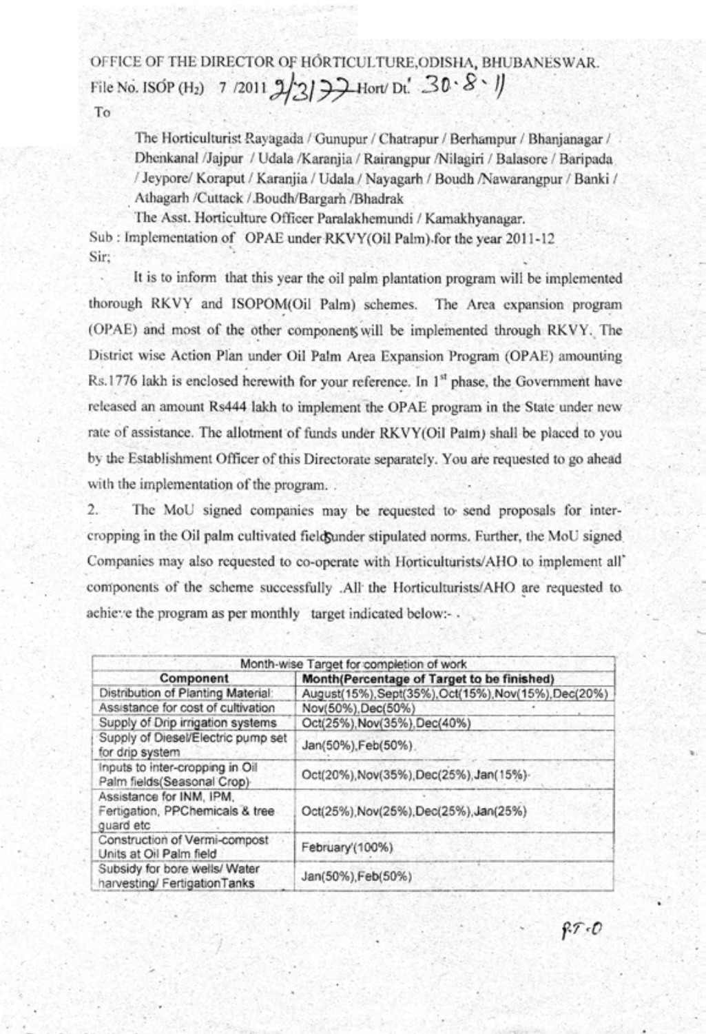OFFICE OF THE DIRECTOR OF HORTICULTURE,ODISHA, BHUBANESWAR.

File No. ISOP ($H_2$) 7 /2011 2/3177 Hort/ Dt. 30.8.11

To

The Horticulturist Rayagada / Gunupur / Chatrapur / Berhampur / Bhanjanagar / Dhenkanal /Jajpur / Udala /Karanjia / Rairangpur /Nilagiri / Balasore / Baripada / Jeypore/ Koraput / Karanjia / Udala / Nayagarh / Boudh /Nawarangpur / Banki / Athagarh /Cuttack /.Boudh/Bargarh /Bhadrak

The Asst. Horticulture Officer Paralakhemundi / Kamakhyanagar.

Sub : Implementation of OPAE under RKVY(Oil Palm) for the year 2011-12

Sir;

It is to inform that this year the oil palm plantation program will be implemented thorough RKVY and ISOPOM(Oil Palm) schemes. The Area expansion program (OPAE) and most of the other components will be implemented through RKVY. The District wise Action Plan under Oil Palm Area Expansion Program (OPAE) amounting Rs.1776 lakh is enclosed herewith for your reference. In 1st phase, the Government have released an amount Rs444 lakh to implement the OPAE program in the State under new rate of assistance. The allotment of funds under RKVY(Oil Palm) shall be placed to you by the Establishment Officer of this Directorate separately. You are requested to go ahead with the implementation of the program.

2. The MoU signed companies may be requested to send proposals for inter-cropping in the Oil palm cultivated fields under stipulated norms. Further, the MoU signed Companies may also requested to co-operate with Horticulturists/AHO to implement all components of the scheme successfully .All the Horticulturists/AHO are requested to achieve the program as per monthly target indicated below:-

| Month-wise Target for completion of work | |
|---|---|
| **Component** | **Month(Percentage of Target to be finished)** |
| Distribution of Planting Material | August(15%),Sept(35%),Oct(15%),Nov(15%),Dec(20%) |
| Assistance for cost of cultivation | Nov(50%),Dec(50%) |
| Supply of Drip irrigation systems | Oct(25%),Nov(35%),Dec(40%) |
| Supply of Diesel/Electric pump set for drip system | Jan(50%),Feb(50%) |
| Inputs to inter-cropping in Oil Palm fields(Seasonal Crop) | Oct(20%),Nov(35%),Dec(25%),Jan(15%) |
| Assistance for INM, IPM, Fertigation, PPChemicals & tree guard etc | Oct(25%),Nov(25%),Dec(25%),Jan(25%) |
| Construction of Vermi-compost Units at Oil Palm field | February(100%) |
| Subsidy for bore wells/ Water harvesting/ FertigationTanks | Jan(50%),Feb(50%) |

P.T.O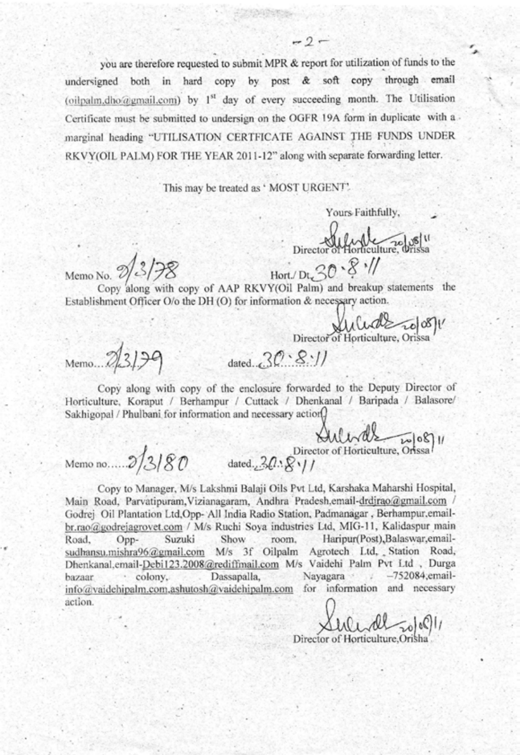you are therefore requested to submit MPR & report for utilization of funds to the undersigned both in hard copy by post & soft copy through email (oilpalm.dho@gmail.com) by 1st day of every succeeding month. The Utilisation Certificate must be submitted to undersign on the OGFR 19A form in duplicate with a marginal heading "UTILISATION CERTFICATE AGAINST THE FUNDS UNDER RKVY(OIL PALM) FOR THE YEAR 2011-12" along with separate forwarding letter.

This may be treated as ' MOST URGENT'.

Yours Faithfully,

Sd/- 20/08/11
Director of Horticulture, Orissa

Memo No. 2/3178 Hort./ Dt. 30.8.11

Copy along with copy of AAP RKVY(Oil Palm) and breakup statements the Establishment Officer O/o the DH (O) for information & necessary action.

Sd/- 20/08/11
Director of Horticulture, Orissa

Memo... 2/3179 dated 30.8.11

Copy along with copy of the enclosure forwarded to the Deputy Director of Horticulture, Koraput / Berhampur / Cuttack / Dhenkanal / Baripada / Balasore/ Sakhigopal / Phulbani for information and necessary action.

Sd/- 20/08/11
Director of Horticulture, Orissa

Memo no...... 2/3180 dated 30.8.11

Copy to Manager, M/s Lakshmi Balaji Oils Pvt Ltd, Karshaka Maharshi Hospital, Main Road, Parvatipuram, Vizianagaram, Andhra Pradesh, email-drdjrao@gmail.com / Godrej Oil Plantation Ltd, Opp- All India Radio Station, Padmanagar, Berhampur, email-br.rao@godrejagrovet.com / M/s Ruchi Soya industries Ltd, MIG-11, Kalidaspur main Road, Opp- Suzuki Show room, Haripur(Post), Balaswar, email-sudhansu.mishra96@gmail.com M/s 3f Oilpalm Agrotech Ltd, Station Road, Dhenkanal, email-Debi123.2008@rediffmail.com M/s Vaidehi Palm Pvt Ltd, Durga bazaar colony, Dassapalla, Nayagara -752084, email-info@vaidehipalm.com, ashutosh@vaidehipalm.com for information and necessary action.

Sd/- 20/08/11
Director of Horticulture, Orissa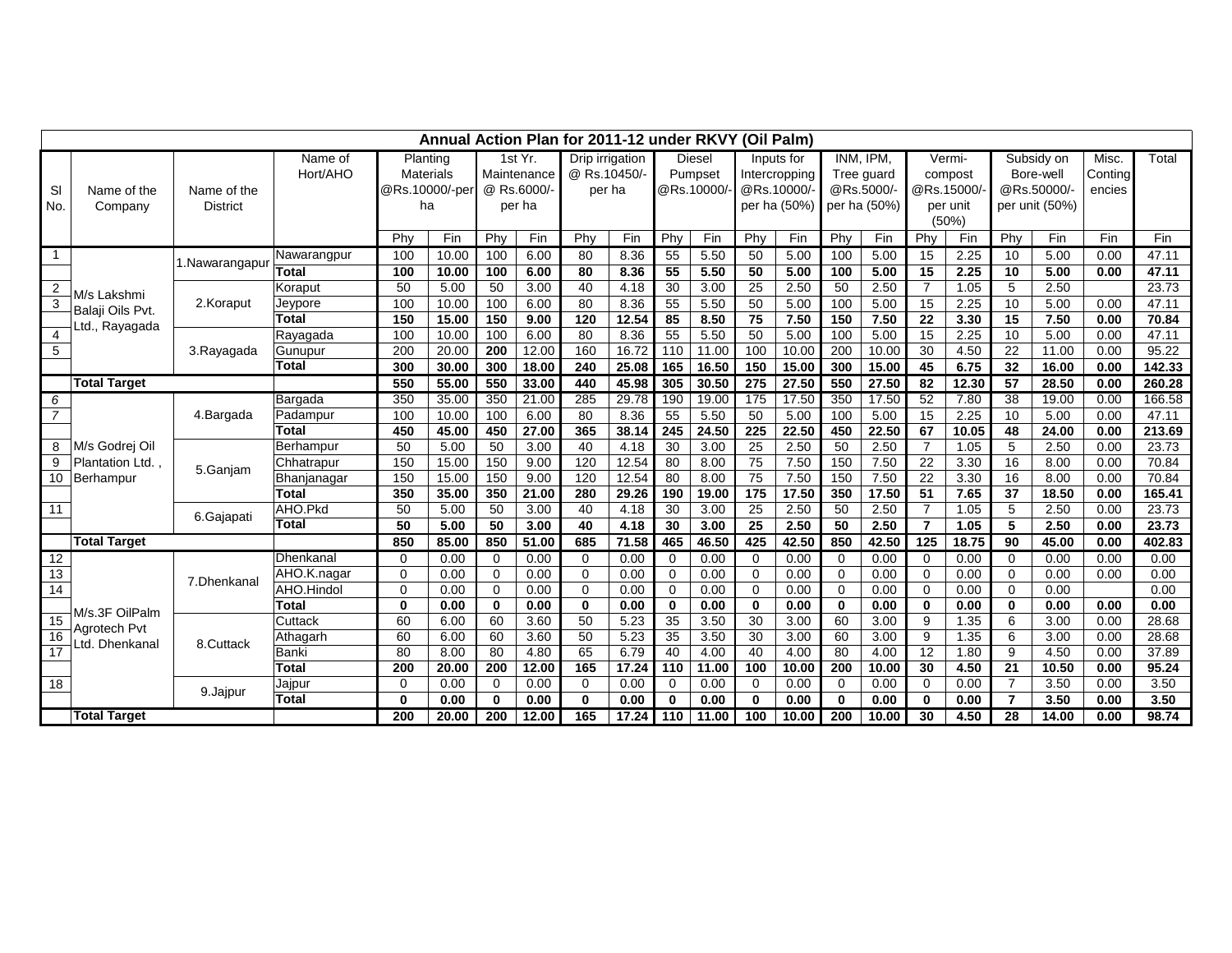# Annual Action Plan for 2011-12 under RKVY (Oil Palm)

| Sl No. | Name of the Company | Name of the District | Name of Hort/AHO | Planting Materials @Rs.10000/-per ha | | 1st Yr. Maintenance @ Rs.6000/- per ha | | Drip irrigation @ Rs.10450/- per ha | | Diesel Pumpset @Rs.10000/- | | Inputs for Intercropping @Rs.10000/- per ha (50%) | | INM, IPM, Tree guard @Rs.5000/- per ha (50%) | | Vermi-compost @Rs.15000/- per unit (50%) | | Subsidy on Bore-well @Rs.50000/- per unit (50%) | | Misc. Contingencies | Total |
|---|---|---|---|---|---|---|---|---|---|---|---|---|---|---|---|---|---|---|---|---|---|
| | | | | Phy | Fin | Phy | Fin | Phy | Fin | Phy | Fin | Phy | Fin | Phy | Fin | Phy | Fin | Phy | Fin | Fin | Fin |
| 1 | M/s Lakshmi Balaji Oils Pvt. Ltd., Rayagada | 1.Nawarangpur | Nawarangpur | 100 | 10.00 | 100 | 6.00 | 80 | 8.36 | 55 | 5.50 | 50 | 5.00 | 100 | 5.00 | 15 | 2.25 | 10 | 5.00 | 0.00 | 47.11 |
| | | | **Total** | **100** | **10.00** | **100** | **6.00** | **80** | **8.36** | **55** | **5.50** | **50** | **5.00** | **100** | **5.00** | **15** | **2.25** | **10** | **5.00** | **0.00** | **47.11** |
| 2 | | 2.Koraput | Koraput | 50 | 5.00 | 50 | 3.00 | 40 | 4.18 | 30 | 3.00 | 25 | 2.50 | 50 | 2.50 | 7 | 1.05 | 5 | 2.50 | | 23.73 |
| 3 | | | Jeypore | 100 | 10.00 | 100 | 6.00 | 80 | 8.36 | 55 | 5.50 | 50 | 5.00 | 100 | 5.00 | 15 | 2.25 | 10 | 5.00 | 0.00 | 47.11 |
| | | | **Total** | **150** | **15.00** | **150** | **9.00** | **120** | **12.54** | **85** | **8.50** | **75** | **7.50** | **150** | **7.50** | **22** | **3.30** | **15** | **7.50** | **0.00** | **70.84** |
| 4 | | 3.Rayagada | Rayagada | 100 | 10.00 | 100 | 6.00 | 80 | 8.36 | 55 | 5.50 | 50 | 5.00 | 100 | 5.00 | 15 | 2.25 | 10 | 5.00 | 0.00 | 47.11 |
| 5 | | | Gunupur | 200 | 20.00 | **200** | 12.00 | 160 | 16.72 | 110 | 11.00 | 100 | 10.00 | 200 | 10.00 | 30 | 4.50 | 22 | 11.00 | 0.00 | 95.22 |
| | | | **Total** | **300** | **30.00** | **300** | **18.00** | **240** | **25.08** | **165** | **16.50** | **150** | **15.00** | **300** | **15.00** | **45** | **6.75** | **32** | **16.00** | **0.00** | **142.33** |
| | **Total Target** | | | **550** | **55.00** | **550** | **33.00** | **440** | **45.98** | **305** | **30.50** | **275** | **27.50** | **550** | **27.50** | **82** | **12.30** | **57** | **28.50** | **0.00** | **260.28** |
| 6 | M/s Godrej Oil Plantation Ltd. , Berhampur | 4.Bargada | Bargada | 350 | 35.00 | 350 | 21.00 | 285 | 29.78 | 190 | 19.00 | 175 | 17.50 | 350 | 17.50 | 52 | 7.80 | 38 | 19.00 | 0.00 | 166.58 |
| 7 | | | Padampur | 100 | 10.00 | 100 | 6.00 | 80 | 8.36 | 55 | 5.50 | 50 | 5.00 | 100 | 5.00 | 15 | 2.25 | 10 | 5.00 | 0.00 | 47.11 |
| | | | **Total** | **450** | **45.00** | **450** | **27.00** | **365** | **38.14** | **245** | **24.50** | **225** | **22.50** | **450** | **22.50** | **67** | **10.05** | **48** | **24.00** | **0.00** | **213.69** |
| 8 | | 5.Ganjam | Berhampur | 50 | 5.00 | 50 | 3.00 | 40 | 4.18 | 30 | 3.00 | 25 | 2.50 | 50 | 2.50 | 7 | 1.05 | 5 | 2.50 | 0.00 | 23.73 |
| 9 | | | Chhatrapur | 150 | 15.00 | 150 | 9.00 | 120 | 12.54 | 80 | 8.00 | 75 | 7.50 | 150 | 7.50 | 22 | 3.30 | 16 | 8.00 | 0.00 | 70.84 |
| 10 | | | Bhanjanagar | 150 | 15.00 | 150 | 9.00 | 120 | 12.54 | 80 | 8.00 | 75 | 7.50 | 150 | 7.50 | 22 | 3.30 | 16 | 8.00 | 0.00 | 70.84 |
| | | | **Total** | **350** | **35.00** | **350** | **21.00** | **280** | **29.26** | **190** | **19.00** | **175** | **17.50** | **350** | **17.50** | **51** | **7.65** | **37** | **18.50** | **0.00** | **165.41** |
| 11 | | 6.Gajapati | AHO.Pkd | 50 | 5.00 | 50 | 3.00 | 40 | 4.18 | 30 | 3.00 | 25 | 2.50 | 50 | 2.50 | 7 | 1.05 | 5 | 2.50 | 0.00 | 23.73 |
| | | | **Total** | **50** | **5.00** | **50** | **3.00** | **40** | **4.18** | **30** | **3.00** | **25** | **2.50** | **50** | **2.50** | **7** | **1.05** | **5** | **2.50** | **0.00** | **23.73** |
| | **Total Target** | | | **850** | **85.00** | **850** | **51.00** | **685** | **71.58** | **465** | **46.50** | **425** | **42.50** | **850** | **42.50** | **125** | **18.75** | **90** | **45.00** | **0.00** | **402.83** |
| 12 | M/s.3F OilPalm Agrotech Pvt Ltd. Dhenkanal | 7.Dhenkanal | Dhenkanal | 0 | 0.00 | 0 | 0.00 | 0 | 0.00 | 0 | 0.00 | 0 | 0.00 | 0 | 0.00 | 0 | 0.00 | 0 | 0.00 | 0.00 | 0.00 |
| 13 | | | AHO.K.nagar | 0 | 0.00 | 0 | 0.00 | 0 | 0.00 | 0 | 0.00 | 0 | 0.00 | 0 | 0.00 | 0 | 0.00 | 0 | 0.00 | 0.00 | 0.00 |
| 14 | | | AHO.Hindol | 0 | 0.00 | 0 | 0.00 | 0 | 0.00 | 0 | 0.00 | 0 | 0.00 | 0 | 0.00 | 0 | 0.00 | 0 | 0.00 | | 0.00 |
| | | | **Total** | **0** | **0.00** | **0** | **0.00** | **0** | **0.00** | **0** | **0.00** | **0** | **0.00** | **0** | **0.00** | **0** | **0.00** | **0** | **0.00** | **0.00** | **0.00** |
| 15 | | 8.Cuttack | Cuttack | 60 | 6.00 | 60 | 3.60 | 50 | 5.23 | 35 | 3.50 | 30 | 3.00 | 60 | 3.00 | 9 | 1.35 | 6 | 3.00 | 0.00 | 28.68 |
| 16 | | | Athagarh | 60 | 6.00 | 60 | 3.60 | 50 | 5.23 | 35 | 3.50 | 30 | 3.00 | 60 | 3.00 | 9 | 1.35 | 6 | 3.00 | 0.00 | 28.68 |
| 17 | | | Banki | 80 | 8.00 | 80 | 4.80 | 65 | 6.79 | 40 | 4.00 | 40 | 4.00 | 80 | 4.00 | 12 | 1.80 | 9 | 4.50 | 0.00 | 37.89 |
| | | | **Total** | **200** | **20.00** | **200** | **12.00** | **165** | **17.24** | **110** | **11.00** | **100** | **10.00** | **200** | **10.00** | **30** | **4.50** | **21** | **10.50** | **0.00** | **95.24** |
| 18 | | 9.Jajpur | Jajpur | 0 | 0.00 | 0 | 0.00 | 0 | 0.00 | 0 | 0.00 | 0 | 0.00 | 0 | 0.00 | 0 | 0.00 | 7 | 3.50 | 0.00 | 3.50 |
| | | | **Total** | **0** | **0.00** | **0** | **0.00** | **0** | **0.00** | **0** | **0.00** | **0** | **0.00** | **0** | **0.00** | **0** | **0.00** | **7** | **3.50** | **0.00** | **3.50** |
| | **Total Target** | | | **200** | **20.00** | **200** | **12.00** | **165** | **17.24** | **110** | **11.00** | **100** | **10.00** | **200** | **10.00** | **30** | **4.50** | **28** | **14.00** | **0.00** | **98.74** |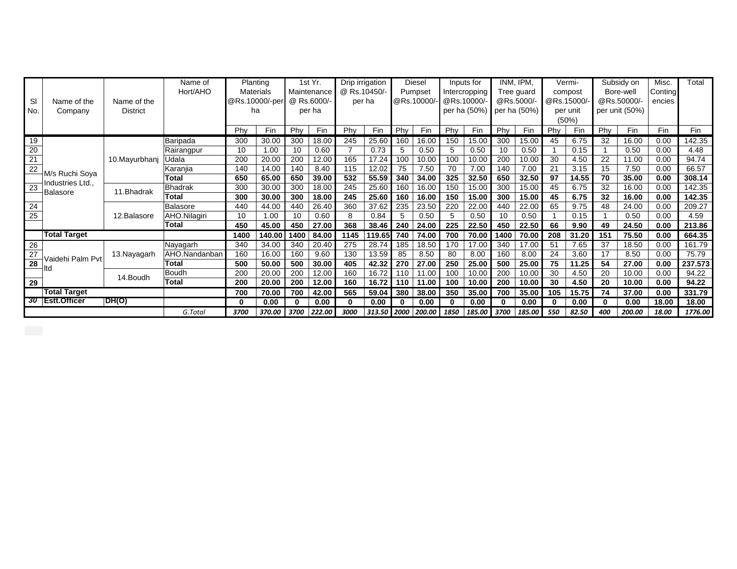| Sl No. | Name of the Company | Name of the District | Name of Hort/AHO | Planting Materials @Rs.10000/-per ha | | 1st Yr. Maintenance @ Rs.6000/- per ha | | Drip irrigation @ Rs.10450/- per ha | | Diesel Pumpset @Rs.10000/- | | Inputs for Intercropping @Rs.10000/- per ha (50%) | | INM, IPM, Tree guard @Rs.5000/- per ha (50%) | | Vermi-compost @Rs.15000/- per unit (50%) | | Subsidy on Bore-well @Rs.50000/- per unit (50%) | | Misc. Contingencies | Total |
|---|---|---|---|---|---|---|---|---|---|---|---|---|---|---|---|---|---|---|---|---|---|
| | | | | Phy | Fin | Phy | Fin | Phy | Fin | Phy | Fin | Phy | Fin | Phy | Fin | Phy | Fin | Phy | Fin | Fin | Fin |
| 19 | M/s Ruchi Soya Industries Ltd., Balasore | 10.Mayurbhanj | Baripada | 300 | 30.00 | 300 | 18.00 | 245 | 25.60 | 160 | 16.00 | 150 | 15.00 | 300 | 15.00 | 45 | 6.75 | 32 | 16.00 | 0.00 | 142.35 |
| 20 | | | Rairangpur | 10 | 1.00 | 10 | 0.60 | 7 | 0.73 | 5 | 0.50 | 5 | 0.50 | 10 | 0.50 | 1 | 0.15 | 1 | 0.50 | 0.00 | 4.48 |
| 21 | | | Udala | 200 | 20.00 | 200 | 12.00 | 165 | 17.24 | 100 | 10.00 | 100 | 10.00 | 200 | 10.00 | 30 | 4.50 | 22 | 11.00 | 0.00 | 94.74 |
| 22 | | | Karanjia | 140 | 14.00 | 140 | 8.40 | 115 | 12.02 | 75 | 7.50 | 70 | 7.00 | 140 | 7.00 | 21 | 3.15 | 15 | 7.50 | 0.00 | 66.57 |
| | | | **Total** | **650** | **65.00** | **650** | **39.00** | **532** | **55.59** | **340** | **34.00** | **325** | **32.50** | **650** | **32.50** | **97** | **14.55** | **70** | **35.00** | **0.00** | **308.14** |
| 23 | | 11.Bhadrak | Bhadrak | 300 | 30.00 | 300 | 18.00 | 245 | 25.60 | 160 | 16.00 | 150 | 15.00 | 300 | 15.00 | 45 | 6.75 | 32 | 16.00 | 0.00 | 142.35 |
| | | | **Total** | **300** | **30.00** | **300** | **18.00** | **245** | **25.60** | **160** | **16.00** | **150** | **15.00** | **300** | **15.00** | **45** | **6.75** | **32** | **16.00** | **0.00** | **142.35** |
| 24 | | 12.Balasore | Balasore | 440 | 44.00 | 440 | 26.40 | 360 | 37.62 | 235 | 23.50 | 220 | 22.00 | 440 | 22.00 | 65 | 9.75 | 48 | 24.00 | 0.00 | 209.27 |
| 25 | | | AHO.Nilagiri | 10 | 1.00 | 10 | 0.60 | 8 | 0.84 | 5 | 0.50 | 5 | 0.50 | 10 | 0.50 | 1 | 0.15 | 1 | 0.50 | 0.00 | 4.59 |
| | | | **Total** | **450** | **45.00** | **450** | **27.00** | **368** | **38.46** | **240** | **24.00** | **225** | **22.50** | **450** | **22.50** | **66** | **9.90** | **49** | **24.50** | **0.00** | **213.86** |
| | **Total Target** | | | **1400** | **140.00** | **1400** | **84.00** | **1145** | **119.65** | **740** | **74.00** | **700** | **70.00** | **1400** | **70.00** | **208** | **31.20** | **151** | **75.50** | **0.00** | **664.35** |
| 26 | Vaidehi Palm Pvt ltd | 13.Nayagarh | Nayagarh | 340 | 34.00 | 340 | 20.40 | 275 | 28.74 | 185 | 18.50 | 170 | 17.00 | 340 | 17.00 | 51 | 7.65 | 37 | 18.50 | 0.00 | 161.79 |
| 27 | | | AHO.Nandanban | 160 | 16.00 | 160 | 9.60 | 130 | 13.59 | 85 | 8.50 | 80 | 8.00 | 160 | 8.00 | 24 | 3.60 | 17 | 8.50 | 0.00 | 75.79 |
| 28 | | | **Total** | **500** | **50.00** | **500** | **30.00** | **405** | **42.32** | **270** | **27.00** | **250** | **25.00** | **500** | **25.00** | **75** | **11.25** | **54** | **27.00** | **0.00** | **237.573** |
| | | 14.Boudh | Boudh | 200 | 20.00 | 200 | 12.00 | 160 | 16.72 | 110 | 11.00 | 100 | 10.00 | 200 | 10.00 | 30 | 4.50 | 20 | 10.00 | 0.00 | 94.22 |
| 29 | | | **Total** | **200** | **20.00** | **200** | **12.00** | **160** | **16.72** | **110** | **11.00** | **100** | **10.00** | **200** | **10.00** | **30** | **4.50** | **20** | **10.00** | **0.00** | **94.22** |
| | **Total Target** | | | **700** | **70.00** | **700** | **42.00** | **565** | **59.04** | **380** | **38.00** | **350** | **35.00** | **700** | **35.00** | **105** | **15.75** | **74** | **37.00** | **0.00** | **331.79** |
| 30 | **Estt.Officer** | **DH(O)** | | **0** | **0.00** | **0** | **0.00** | **0** | **0.00** | **0** | **0.00** | **0** | **0.00** | **0** | **0.00** | **0** | **0.00** | **0** | **0.00** | **18.00** | **18.00** |
| | | | *G.Total* | *3700* | *370.00* | *3700* | *222.00* | *3000* | *313.50* | *2000* | *200.00* | *1850* | *185.00* | *3700* | *185.00* | *550* | *82.50* | *400* | *200.00* | *18.00* | *1776.00* |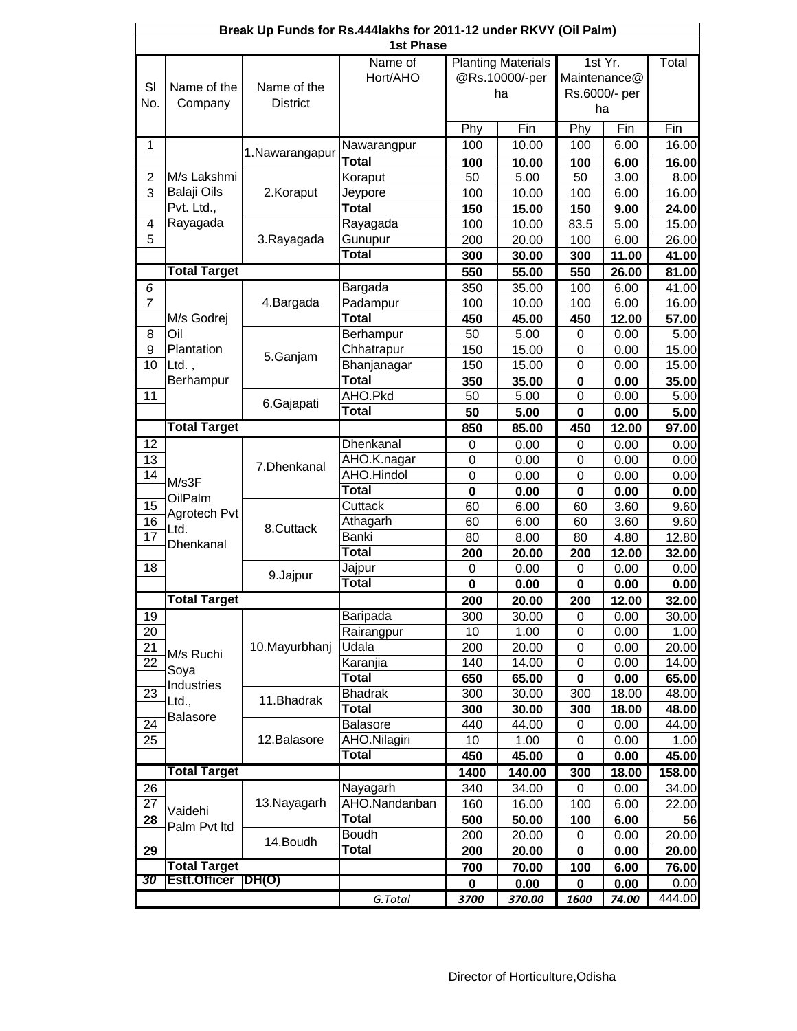| Break Up Funds for Rs.444lakhs for 2011-12 under RKVY (Oil Palm) | | | | | | | | |
|---|---|---|---|---|---|---|---|---|
| 1st Phase | | | | | | | | |
| Sl No. | Name of the Company | Name of the District | Name of Hort/AHO | Planting Materials @Rs.10000/-per ha | | 1st Yr. Maintenance@ Rs.6000/- per ha | | Total |
| | | | | Phy | Fin | Phy | Fin | Fin |
| 1 | M/s Lakshmi Balaji Oils Pvt. Ltd., Rayagada | 1.Nawarangapur | Nawarangpur | 100 | 10.00 | 100 | 6.00 | 16.00 |
| | | | **Total** | **100** | **10.00** | **100** | **6.00** | **16.00** |
| 2 | | 2.Koraput | Koraput | 50 | 5.00 | 50 | 3.00 | 8.00 |
| 3 | | | Jeypore | 100 | 10.00 | 100 | 6.00 | 16.00 |
| | | | **Total** | **150** | **15.00** | **150** | **9.00** | **24.00** |
| 4 | | 3.Rayagada | Rayagada | 100 | 10.00 | 83.5 | 5.00 | 15.00 |
| 5 | | | Gunupur | 200 | 20.00 | 100 | 6.00 | 26.00 |
| | | | **Total** | **300** | **30.00** | **300** | **11.00** | **41.00** |
| | **Total Target** | | | **550** | **55.00** | **550** | **26.00** | **81.00** |
| *6* | M/s Godrej Oil Plantation Ltd. , Berhampur | 4.Bargada | Bargada | 350 | 35.00 | 100 | 6.00 | 41.00 |
| *7* | | | Padampur | 100 | 10.00 | 100 | 6.00 | 16.00 |
| | | | **Total** | **450** | **45.00** | **450** | **12.00** | **57.00** |
| 8 | | 5.Ganjam | Berhampur | 50 | 5.00 | 0 | 0.00 | 5.00 |
| 9 | | | Chhatrapur | 150 | 15.00 | 0 | 0.00 | 15.00 |
| 10 | | | Bhanjanagar | 150 | 15.00 | 0 | 0.00 | 15.00 |
| | | | **Total** | **350** | **35.00** | **0** | **0.00** | **35.00** |
| 11 | | 6.Gajapati | AHO.Pkd | 50 | 5.00 | 0 | 0.00 | 5.00 |
| | | | **Total** | **50** | **5.00** | **0** | **0.00** | **5.00** |
| | **Total Target** | | | **850** | **85.00** | **450** | **12.00** | **97.00** |
| 12 | M/s3F OilPalm Agrotech Pvt Ltd. Dhenkanal | 7.Dhenkanal | Dhenkanal | 0 | 0.00 | 0 | 0.00 | 0.00 |
| 13 | | | AHO.K.nagar | 0 | 0.00 | 0 | 0.00 | 0.00 |
| 14 | | | AHO.Hindol | 0 | 0.00 | 0 | 0.00 | 0.00 |
| | | | **Total** | **0** | **0.00** | **0** | **0.00** | **0.00** |
| 15 | | 8.Cuttack | Cuttack | 60 | 6.00 | 60 | 3.60 | 9.60 |
| 16 | | | Athagarh | 60 | 6.00 | 60 | 3.60 | 9.60 |
| 17 | | | Banki | 80 | 8.00 | 80 | 4.80 | 12.80 |
| | | | **Total** | **200** | **20.00** | **200** | **12.00** | **32.00** |
| 18 | | 9.Jajpur | Jajpur | 0 | 0.00 | 0 | 0.00 | 0.00 |
| | | | **Total** | **0** | **0.00** | **0** | **0.00** | **0.00** |
| | **Total Target** | | | **200** | **20.00** | **200** | **12.00** | **32.00** |
| 19 | M/s Ruchi Soya Industries Ltd., Balasore | 10.Mayurbhanj | Baripada | 300 | 30.00 | 0 | 0.00 | 30.00 |
| 20 | | | Rairangpur | 10 | 1.00 | 0 | 0.00 | 1.00 |
| 21 | | | Udala | 200 | 20.00 | 0 | 0.00 | 20.00 |
| 22 | | | Karanjia | 140 | 14.00 | 0 | 0.00 | 14.00 |
| | | | **Total** | **650** | **65.00** | **0** | **0.00** | **65.00** |
| 23 | | 11.Bhadrak | Bhadrak | 300 | 30.00 | 300 | 18.00 | 48.00 |
| | | | **Total** | **300** | **30.00** | **300** | **18.00** | **48.00** |
| 24 | | 12.Balasore | Balasore | 440 | 44.00 | 0 | 0.00 | 44.00 |
| 25 | | | AHO.Nilagiri | 10 | 1.00 | 0 | 0.00 | 1.00 |
| | | | **Total** | **450** | **45.00** | **0** | **0.00** | **45.00** |
| | **Total Target** | | | **1400** | **140.00** | **300** | **18.00** | **158.00** |
| 26 | Vaidehi Palm Pvt ltd | 13.Nayagarh | Nayagarh | 340 | 34.00 | 0 | 0.00 | 34.00 |
| 27 | | | AHO.Nandanban | 160 | 16.00 | 100 | 6.00 | 22.00 |
| **28** | | | **Total** | **500** | **50.00** | **100** | **6.00** | **56** |
| | | 14.Boudh | Boudh | 200 | 20.00 | 0 | 0.00 | 20.00 |
| **29** | | | **Total** | **200** | **20.00** | **0** | **0.00** | **20.00** |
| | **Total Target** | | | **700** | **70.00** | **100** | **6.00** | **76.00** |
| ***30*** | **Estt.Officer** | **DH(O)** | | **0** | **0.00** | **0** | **0.00** | 0.00 |
| | | | *G.Total* | ***3700*** | ***370.00*** | ***1600*** | ***74.00*** | 444.00 |

Director of Horticulture,Odisha